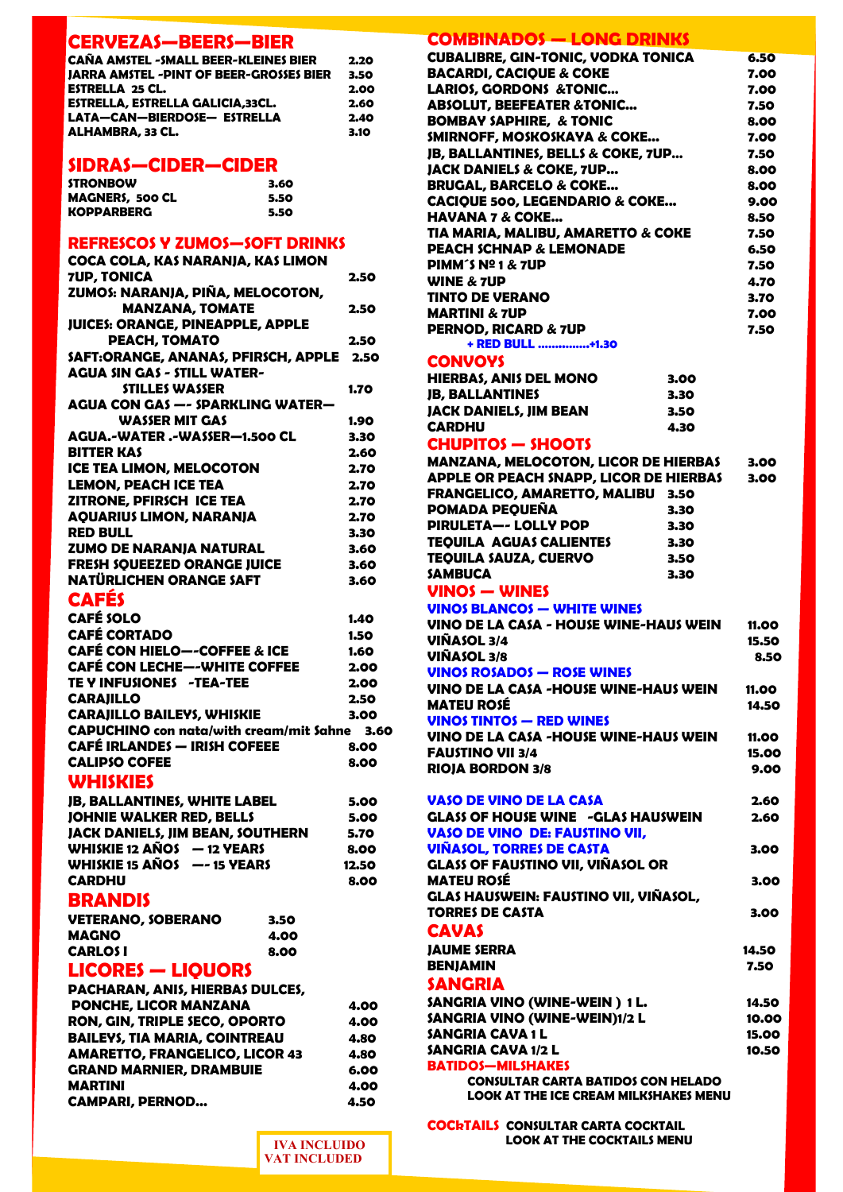## CERVEZAS—BEERS—BIER

| | |
|---|---|
| CAÑA AMSTEL -SMALL BEER-KLEINES BIER | 2.20 |
| JARRA AMSTEL -PINT OF BEER-GROSSES BIER | 3.50 |
| ESTRELLA 25 CL. | 2.00 |
| ESTRELLA, ESTRELLA GALICIA,33CL. | 2.60 |
| LATA—CAN—BIERDOSE— ESTRELLA | 2.40 |
| ALHAMBRA, 33 CL. | 3.10 |

## SIDRAS—CIDER—CIDER

| | |
|---|---|
| STRONBOW | 3.60 |
| MAGNERS, 500 CL | 5.50 |
| KOPPARBERG | 5.50 |

## REFRESCOS Y ZUMOS—SOFT DRINKS

| | |
|---|---|
| COCA COLA, KAS NARANJA, KAS LIMON 7UP, TONICA | 2.50 |
| ZUMOS: NARANJA, PIÑA, MELOCOTON, MANZANA, TOMATE | 2.50 |
| JUICES: ORANGE, PINEAPPLE, APPLE PEACH, TOMATO | 2.50 |
| SAFT:ORANGE, ANANAS, PFIRSCH, APPLE | 2.50 |
| AGUA SIN GAS - STILL WATER- STILLES WASSER | 1.70 |
| AGUA CON GAS —- SPARKLING WATER— WASSER MIT GAS | 1.90 |
| AGUA.-WATER .-WASSER—1.500 CL | 3.30 |
| BITTER KAS | 2.60 |
| ICE TEA LIMON, MELOCOTON | 2.70 |
| LEMON, PEACH ICE TEA | 2.70 |
| ZITRONE, PFIRSCH ICE TEA | 2.70 |
| AQUARIUS LIMON, NARANJA | 2.70 |
| RED BULL | 3.30 |
| ZUMO DE NARANJA NATURAL | 3.60 |
| FRESH SQUEEZED ORANGE JUICE | 3.60 |
| NATÜRLICHEN ORANGE SAFT | 3.60 |

## CAFÉS

| | |
|---|---|
| CAFÉ SOLO | 1.40 |
| CAFÉ CORTADO | 1.50 |
| CAFÉ CON HIELO—-COFFEE & ICE | 1.60 |
| CAFÉ CON LECHE—-WHITE COFFEE | 2.00 |
| TE Y INFUSIONES -TEA-TEE | 2.00 |
| CARAJILLO | 2.50 |
| CARAJILLO BAILEYS, WHISKIE | 3.00 |
| CAPUCHINO con nata/with cream/mit Sahne | 3.60 |
| CAFÉ IRLANDES — IRISH COFEEE | 8.00 |
| CALIPSO COFEE | 8.00 |

## WHISKIES

| | |
|---|---|
| JB, BALLANTINES, WHITE LABEL | 5.00 |
| JOHNIE WALKER RED, BELLS | 5.00 |
| JACK DANIELS, JIM BEAN, SOUTHERN | 5.70 |
| WHISKIE 12 AÑOS — 12 YEARS | 8.00 |
| WHISKIE 15 AÑOS —- 15 YEARS | 12.50 |
| CARDHU | 8.00 |

## BRANDIS

| | |
|---|---|
| VETERANO, SOBERANO | 3.50 |
| MAGNO | 4.00 |
| CARLOS I | 8.00 |

## LICORES — LIQUORS

| | |
|---|---|
| PACHARAN, ANIS, HIERBAS DULCES, PONCHE, LICOR MANZANA | 4.00 |
| RON, GIN, TRIPLE SECO, OPORTO | 4.00 |
| BAILEYS, TIA MARIA, COINTREAU | 4.80 |
| AMARETTO, FRANGELICO, LICOR 43 | 4.80 |
| GRAND MARNIER, DRAMBUIE | 6.00 |
| MARTINI | 4.00 |
| CAMPARI, PERNOD… | 4.50 |

## COMBINADOS — LONG DRINKS

| | |
|---|---|
| CUBALIBRE, GIN-TONIC, VODKA TONICA | 6.50 |
| BACARDI, CACIQUE & COKE | 7.00 |
| LARIOS, GORDONS &TONIC… | 7.00 |
| ABSOLUT, BEEFEATER &TONIC… | 7.50 |
| BOMBAY SAPHIRE, & TONIC | 8.00 |
| SMIRNOFF, MOSKOSKAYA & COKE… | 7.00 |
| JB, BALLANTINES, BELLS & COKE, 7UP… | 7.50 |
| JACK DANIELS & COKE, 7UP… | 8.00 |
| BRUGAL, BARCELO & COKE… | 8.00 |
| CACIQUE 500, LEGENDARIO & COKE… | 9.00 |
| HAVANA 7 & COKE… | 8.50 |
| TIA MARIA, MALIBU, AMARETTO & COKE | 7.50 |
| PEACH SCHNAP & LEMONADE | 6.50 |
| PIMM´S Nº 1 & 7UP | 7.50 |
| WINE & 7UP | 4.70 |
| TINTO DE VERANO | 3.70 |
| MARTINI & 7UP | 7.00 |
| PERNOD, RICARD & 7UP | 7.50 |

+ RED BULL ..............+1.30

## CONVOYS

| | |
|---|---|
| HIERBAS, ANIS DEL MONO | 3.00 |
| JB, BALLANTINES | 3.30 |
| JACK DANIELS, JIM BEAN | 3.50 |
| CARDHU | 4.30 |

## CHUPITOS — SHOOTS

| | |
|---|---|
| MANZANA, MELOCOTON, LICOR DE HIERBAS | 3.00 |
| APPLE OR PEACH SNAPP, LICOR DE HIERBAS | 3.00 |
| FRANGELICO, AMARETTO, MALIBU | 3.50 |
| POMADA PEQUEÑA | 3.30 |
| PIRULETA—- LOLLY POP | 3.30 |
| TEQUILA AGUAS CALIENTES | 3.30 |
| TEQUILA SAUZA, CUERVO | 3.50 |
| SAMBUCA | 3.30 |

## VINOS — WINES

### VINOS BLANCOS — WHITE WINES

| | |
|---|---|
| VINO DE LA CASA - HOUSE WINE-HAUS WEIN | 11.00 |
| VIÑASOL 3/4 | 15.50 |
| VIÑASOL 3/8 | 8.50 |

### VINOS ROSADOS — ROSE WINES

| | |
|---|---|
| VINO DE LA CASA -HOUSE WINE-HAUS WEIN | 11.00 |
| MATEU ROSÉ | 14.50 |

### VINOS TINTOS — RED WINES

| | |
|---|---|
| VINO DE LA CASA -HOUSE WINE-HAUS WEIN | 11.00 |
| FAUSTINO VII 3/4 | 15.00 |
| RIOJA BORDON 3/8 | 9.00 |

| | |
|---|---|
| VASO DE VINO DE LA CASA | 2.60 |
| GLASS OF HOUSE WINE -GLAS HAUSWEIN | 2.60 |
| VASO DE VINO DE: FAUSTINO VII, VIÑASOL, TORRES DE CASTA | 3.00 |
| GLASS OF FAUSTINO VII, VIÑASOL OR MATEU ROSÉ | 3.00 |
| GLAS HAUSWEIN: FAUSTINO VII, VIÑASOL, TORRES DE CASTA | 3.00 |

## CAVAS

| | |
|---|---|
| JAUME SERRA | 14.50 |
| BENJAMIN | 7.50 |

## SANGRIA

| | |
|---|---|
| SANGRIA VINO (WINE-WEIN ) 1 L. | 14.50 |
| SANGRIA VINO (WINE-WEIN)1/2 L | 10.00 |
| SANGRIA CAVA 1 L | 15.00 |
| SANGRIA CAVA 1/2 L | 10.50 |

## BATIDOS—MILSHAKES

CONSULTAR CARTA BATIDOS CON HELADO
LOOK AT THE ICE CREAM MILKSHAKES MENU

**COCkTAILS** CONSULTAR CARTA COCKTAIL
LOOK AT THE COCKTAILS MENU

IVA INCLUIDO
VAT INCLUDED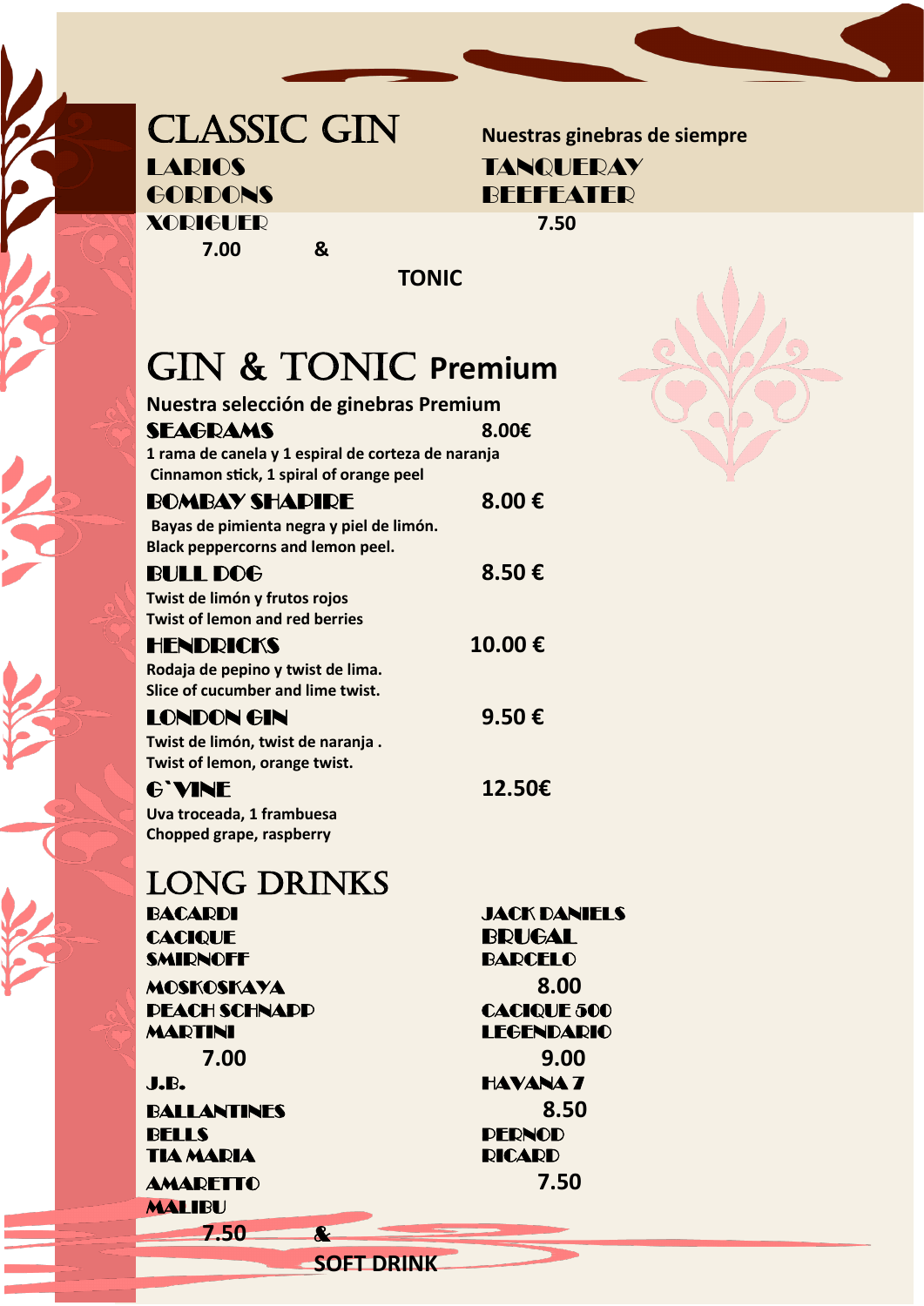# CLASSIC GIN

Nuestras ginebras de siempre

LARIOS
GORDONS
XORIGUER
7.00

TANQUERAY
BEEFEATER
7.50

& TONIC

# GIN & TONIC Premium

Nuestra selección de ginebras Premium

**SEAGRAMS** 8.00€
1 rama de canela y 1 espiral de corteza de naranja
Cinnamon stick, 1 spiral of orange peel

**BOMBAY SHAPIRE** 8.00 €
Bayas de pimienta negra y piel de limón.
Black peppercorns and lemon peel.

**BULL DOG** 8.50 €
Twist de limón y frutos rojos
Twist of lemon and red berries

**HENDRICKS** 10.00 €
Rodaja de pepino y twist de lima.
Slice of cucumber and lime twist.

**LONDON GIN** 9.50 €
Twist de limón, twist de naranja .
Twist of lemon, orange twist.

**G`VINE** 12.50€
Uva troceada, 1 frambuesa
Chopped grape, raspberry

# LONG DRINKS

BACARDI
CACIQUE
SMIRNOFF
MOSKOSKAYA
PEACH SCHNAPP
MARTINI
7.00

J.B.
BALLANTINES
BELLS
TIA MARIA
AMARETTO
MALIBU
7.50

JACK DANIELS
BRUGAL
BARCELO
8.00

CACIQUE 500
LEGENDARIO
9.00

HAVANA 7
8.50

PERNOD
RICARD
7.50

& SOFT DRINK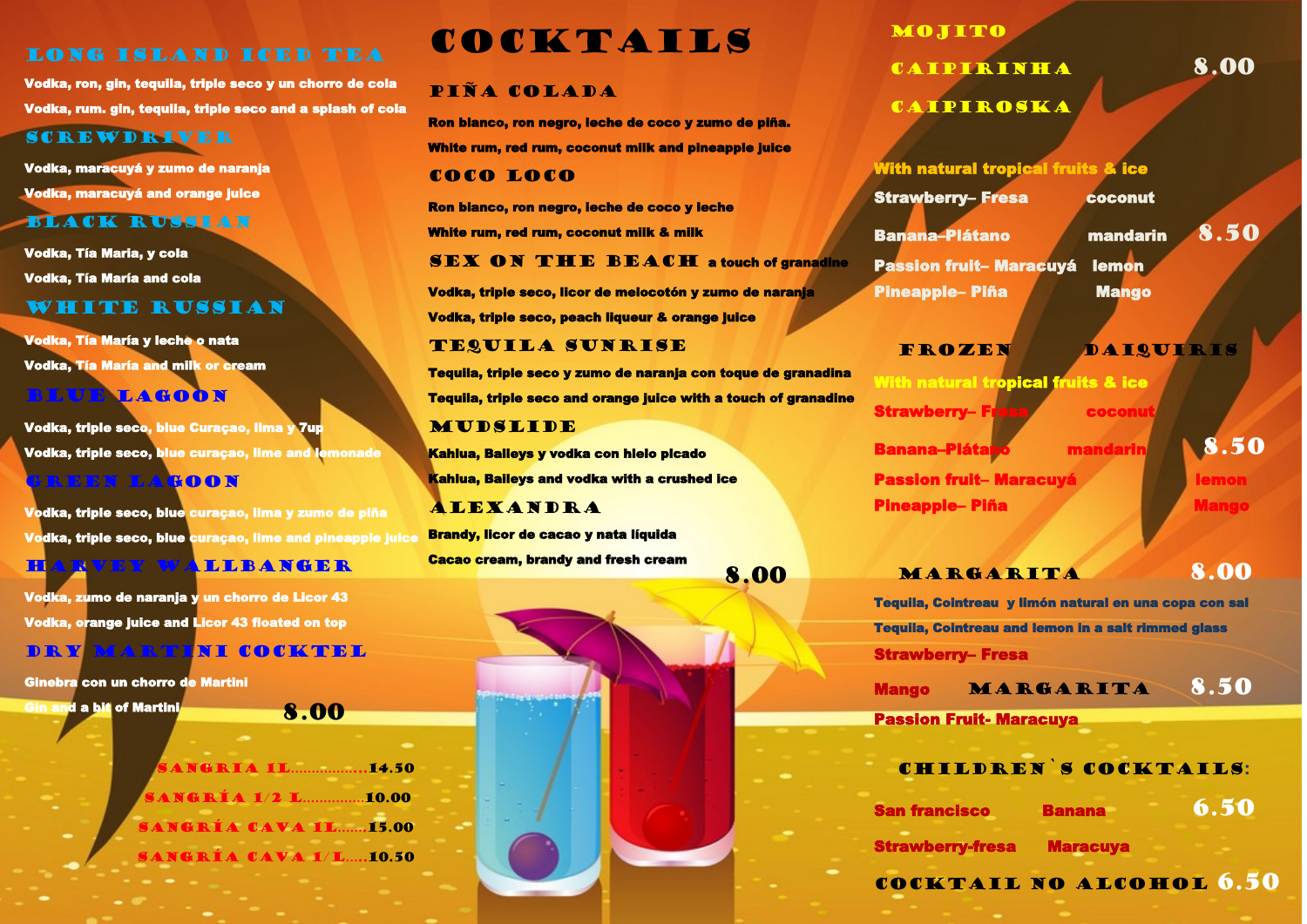# COCKTAILS

## LONG ISLAND ICED TEA
Vodka, ron, gin, tequila, triple seco y un chorro de cola
Vodka, rum. gin, tequila, triple seco and a splash of cola

## SCREWDRIVER
Vodka, maracuyá y zumo de naranja
Vodka, maracuyá and orange juice

## BLACK RUSSIAN
Vodka, Tía Maria, y cola
Vodka, Tía María and cola

## WHITE RUSSIAN
Vodka, Tía María y leche o nata
Vodka, Tía María and milk or cream

## BLUE LAGOON
Vodka, triple seco, blue Curaçao, lima y 7up
Vodka, triple seco, blue curaçao, lime and lemonade

## GREEN LAGOON
Vodka, triple seco, blue curaçao, lima y zumo de piña
Vodka, triple seco, blue curaçao, lime and pineapple juice

## HARVEY WALLBANGER
Vodka, zumo de naranja y un chorro de Licor 43
Vodka, orange juice and Licor 43 floated on top

## DRY MARTINI COCKTEL
Ginebra con un chorro de Martini
Gin and a bit of Martini

**8.00**

SANGRIA 1L..................14.50
SANGRÍA 1/2 L...............10.00
SANGRÍA CAVA 1L.......15.00
SANGRÍA CAVA 1/L.....10.50

## PIÑA COLADA
Ron blanco, ron negro, leche de coco y zumo de piña.
White rum, red rum, coconut milk and pineapple juice

## COCO LOCO
Ron blanco, ron negro, leche de coco y leche
White rum, red rum, coconut milk & milk

## SEX ON THE BEACH a touch of granadine
Vodka, triple seco, licor de melocotón y zumo de naranja
Vodka, triple seco, peach liqueur & orange juice

## TEQUILA SUNRISE
Tequila, triple seco y zumo de naranja con toque de granadina
Tequila, triple seco and orange juice with a touch of granadine

## MUDSLIDE
Kahlua, Baileys y vodka con hielo picado
Kahlua, Baileys and vodka with a crushed ice

## ALEXANDRA
Brandy, licor de cacao y nata líquida
Cacao cream, brandy and fresh cream

**8.00**

## MOJITO
## CAIPIRINHA
## CAIPIROSKA
**8.00**

With natural tropical fruits & ice

Strawberry– Fresa — coconut
Banana–Plátano — mandarin
Passion fruit– Maracuyá — lemon
Pineapple– Piña — Mango

**8.50**

## FROZEN DAIQUIRIS
With natural tropical fruits & ice

Strawberry– Fresa — coconut
Banana–Plátano — mandarin
Passion fruit– Maracuyá — lemon
Pineapple– Piña — Mango

**8.50**

## MARGARITA — 8.00
Tequila, Cointreau y limón natural en una copa con sal
Tequila, Cointreau and lemon in a salt rimmed glass

Strawberry– Fresa
Mango **MARGARITA** **8.50**
Passion Fruit- Maracuya

## CHILDREN`S COCKTAILS:
San francisco — Banana
Strawberry-fresa — Maracuya

**6.50**

## COCKTAIL NO ALCOHOL 6.50